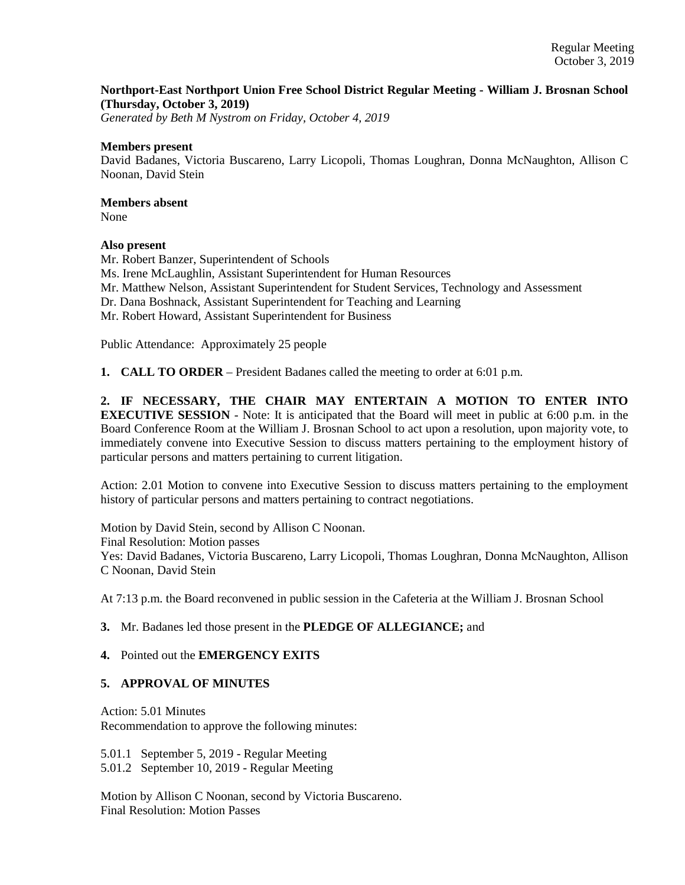Regular Meeting
October 3, 2019

**Northport-East Northport Union Free School District Regular Meeting - William J. Brosnan School (Thursday, October 3, 2019)**
*Generated by Beth M Nystrom on Friday, October 4, 2019*

**Members present**
David Badanes, Victoria Buscareno, Larry Licopoli, Thomas Loughran, Donna McNaughton, Allison C Noonan, David Stein

**Members absent**
None

**Also present**
Mr. Robert Banzer, Superintendent of Schools
Ms. Irene McLaughlin, Assistant Superintendent for Human Resources
Mr. Matthew Nelson, Assistant Superintendent for Student Services, Technology and Assessment
Dr. Dana Boshnack, Assistant Superintendent for Teaching and Learning
Mr. Robert Howard, Assistant Superintendent for Business

Public Attendance: Approximately 25 people

**1. CALL TO ORDER** – President Badanes called the meeting to order at 6:01 p.m.

**2. IF NECESSARY, THE CHAIR MAY ENTERTAIN A MOTION TO ENTER INTO EXECUTIVE SESSION** - Note: It is anticipated that the Board will meet in public at 6:00 p.m. in the Board Conference Room at the William J. Brosnan School to act upon a resolution, upon majority vote, to immediately convene into Executive Session to discuss matters pertaining to the employment history of particular persons and matters pertaining to current litigation.

Action: 2.01 Motion to convene into Executive Session to discuss matters pertaining to the employment history of particular persons and matters pertaining to contract negotiations.

Motion by David Stein, second by Allison C Noonan.
Final Resolution: Motion passes
Yes: David Badanes, Victoria Buscareno, Larry Licopoli, Thomas Loughran, Donna McNaughton, Allison C Noonan, David Stein

At 7:13 p.m. the Board reconvened in public session in the Cafeteria at the William J. Brosnan School

**3.** Mr. Badanes led those present in the **PLEDGE OF ALLEGIANCE;** and

**4.** Pointed out the **EMERGENCY EXITS**

**5. APPROVAL OF MINUTES**

Action: 5.01 Minutes
Recommendation to approve the following minutes:

5.01.1 September 5, 2019 - Regular Meeting
5.01.2 September 10, 2019 - Regular Meeting

Motion by Allison C Noonan, second by Victoria Buscareno.
Final Resolution: Motion Passes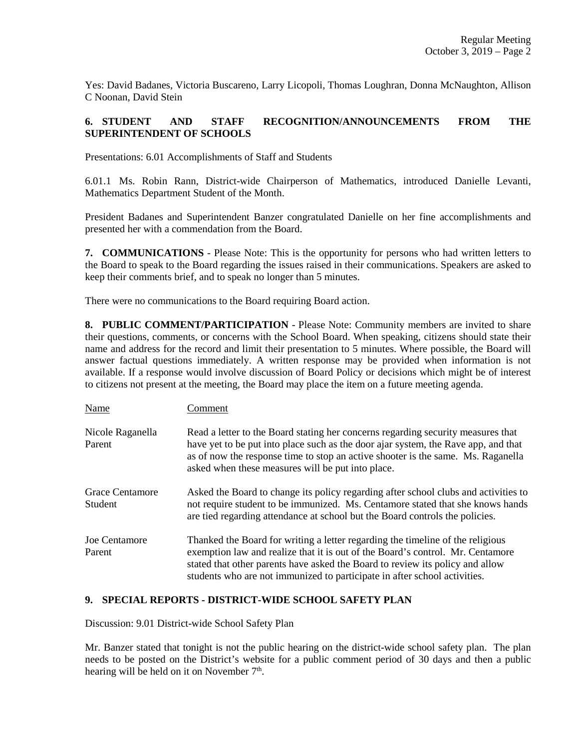Yes: David Badanes, Victoria Buscareno, Larry Licopoli, Thomas Loughran, Donna McNaughton, Allison C Noonan, David Stein

## 6. STUDENT AND STAFF RECOGNITION/ANNOUNCEMENTS FROM THE SUPERINTENDENT OF SCHOOLS

Presentations: 6.01 Accomplishments of Staff and Students

6.01.1 Ms. Robin Rann, District-wide Chairperson of Mathematics, introduced Danielle Levanti, Mathematics Department Student of the Month.

President Badanes and Superintendent Banzer congratulated Danielle on her fine accomplishments and presented her with a commendation from the Board.

**7. COMMUNICATIONS** - Please Note: This is the opportunity for persons who had written letters to the Board to speak to the Board regarding the issues raised in their communications. Speakers are asked to keep their comments brief, and to speak no longer than 5 minutes.

There were no communications to the Board requiring Board action.

**8. PUBLIC COMMENT/PARTICIPATION** - Please Note: Community members are invited to share their questions, comments, or concerns with the School Board. When speaking, citizens should state their name and address for the record and limit their presentation to 5 minutes. Where possible, the Board will answer factual questions immediately. A written response may be provided when information is not available. If a response would involve discussion of Board Policy or decisions which might be of interest to citizens not present at the meeting, the Board may place the item on a future meeting agenda.

| Name | Comment |
| --- | --- |
| Nicole Raganella Parent | Read a letter to the Board stating her concerns regarding security measures that have yet to be put into place such as the door ajar system, the Rave app, and that as of now the response time to stop an active shooter is the same. Ms. Raganella asked when these measures will be put into place. |
| Grace Centamore Student | Asked the Board to change its policy regarding after school clubs and activities to not require student to be immunized. Ms. Centamore stated that she knows hands are tied regarding attendance at school but the Board controls the policies. |
| Joe Centamore Parent | Thanked the Board for writing a letter regarding the timeline of the religious exemption law and realize that it is out of the Board's control. Mr. Centamore stated that other parents have asked the Board to review its policy and allow students who are not immunized to participate in after school activities. |

## 9. SPECIAL REPORTS - DISTRICT-WIDE SCHOOL SAFETY PLAN

Discussion: 9.01 District-wide School Safety Plan

Mr. Banzer stated that tonight is not the public hearing on the district-wide school safety plan. The plan needs to be posted on the District's website for a public comment period of 30 days and then a public hearing will be held on it on November 7th.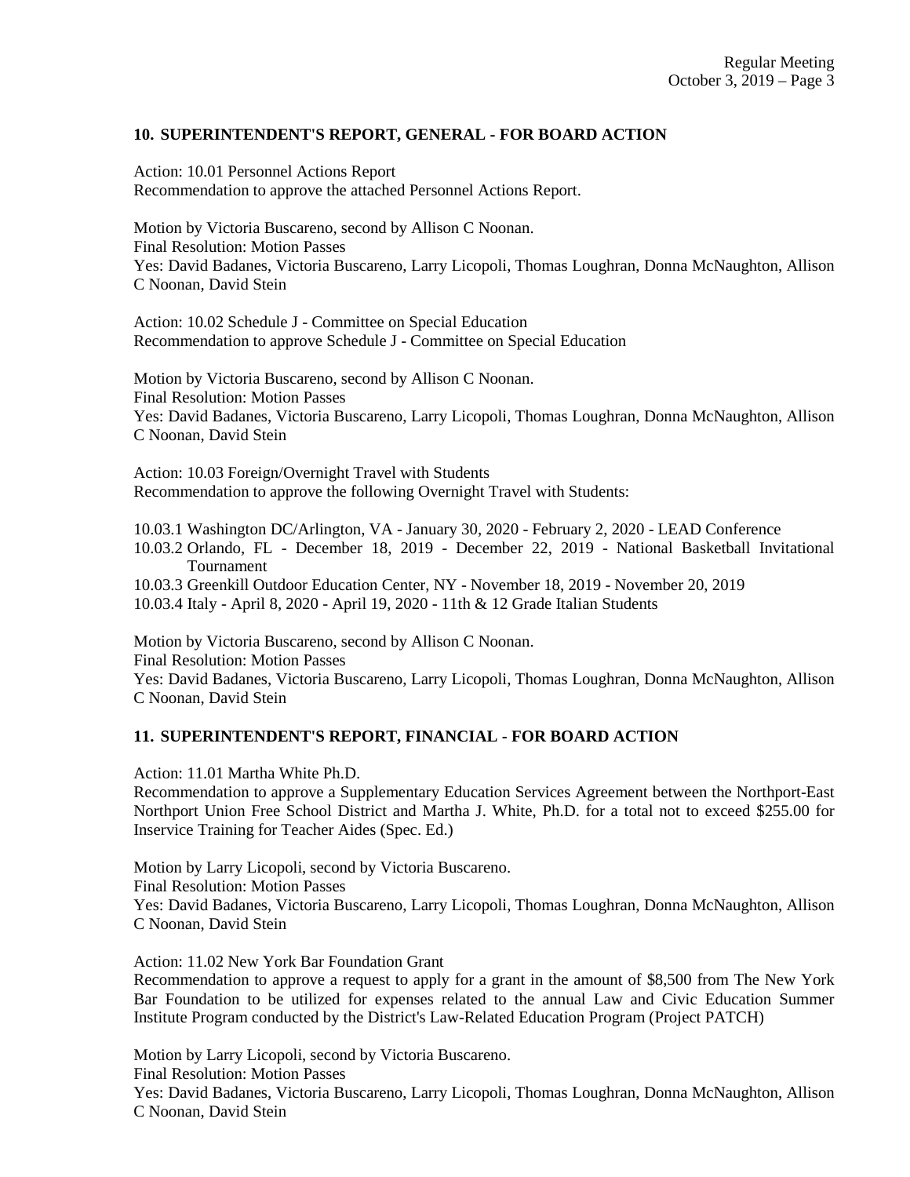## 10. SUPERINTENDENT'S REPORT, GENERAL - FOR BOARD ACTION

Action: 10.01 Personnel Actions Report
Recommendation to approve the attached Personnel Actions Report.

Motion by Victoria Buscareno, second by Allison C Noonan.
Final Resolution: Motion Passes
Yes: David Badanes, Victoria Buscareno, Larry Licopoli, Thomas Loughran, Donna McNaughton, Allison C Noonan, David Stein

Action: 10.02 Schedule J - Committee on Special Education
Recommendation to approve Schedule J - Committee on Special Education

Motion by Victoria Buscareno, second by Allison C Noonan.
Final Resolution: Motion Passes
Yes: David Badanes, Victoria Buscareno, Larry Licopoli, Thomas Loughran, Donna McNaughton, Allison C Noonan, David Stein

Action: 10.03 Foreign/Overnight Travel with Students
Recommendation to approve the following Overnight Travel with Students:

10.03.1 Washington DC/Arlington, VA - January 30, 2020 - February 2, 2020 - LEAD Conference
10.03.2 Orlando, FL - December 18, 2019 - December 22, 2019 - National Basketball Invitational Tournament
10.03.3 Greenkill Outdoor Education Center, NY - November 18, 2019 - November 20, 2019
10.03.4 Italy - April 8, 2020 - April 19, 2020 - 11th & 12 Grade Italian Students

Motion by Victoria Buscareno, second by Allison C Noonan.
Final Resolution: Motion Passes
Yes: David Badanes, Victoria Buscareno, Larry Licopoli, Thomas Loughran, Donna McNaughton, Allison C Noonan, David Stein

## 11. SUPERINTENDENT'S REPORT, FINANCIAL - FOR BOARD ACTION

Action: 11.01 Martha White Ph.D.
Recommendation to approve a Supplementary Education Services Agreement between the Northport-East Northport Union Free School District and Martha J. White, Ph.D. for a total not to exceed $255.00 for Inservice Training for Teacher Aides (Spec. Ed.)

Motion by Larry Licopoli, second by Victoria Buscareno.
Final Resolution: Motion Passes
Yes: David Badanes, Victoria Buscareno, Larry Licopoli, Thomas Loughran, Donna McNaughton, Allison C Noonan, David Stein

Action: 11.02 New York Bar Foundation Grant
Recommendation to approve a request to apply for a grant in the amount of $8,500 from The New York Bar Foundation to be utilized for expenses related to the annual Law and Civic Education Summer Institute Program conducted by the District's Law-Related Education Program (Project PATCH)

Motion by Larry Licopoli, second by Victoria Buscareno.
Final Resolution: Motion Passes
Yes: David Badanes, Victoria Buscareno, Larry Licopoli, Thomas Loughran, Donna McNaughton, Allison C Noonan, David Stein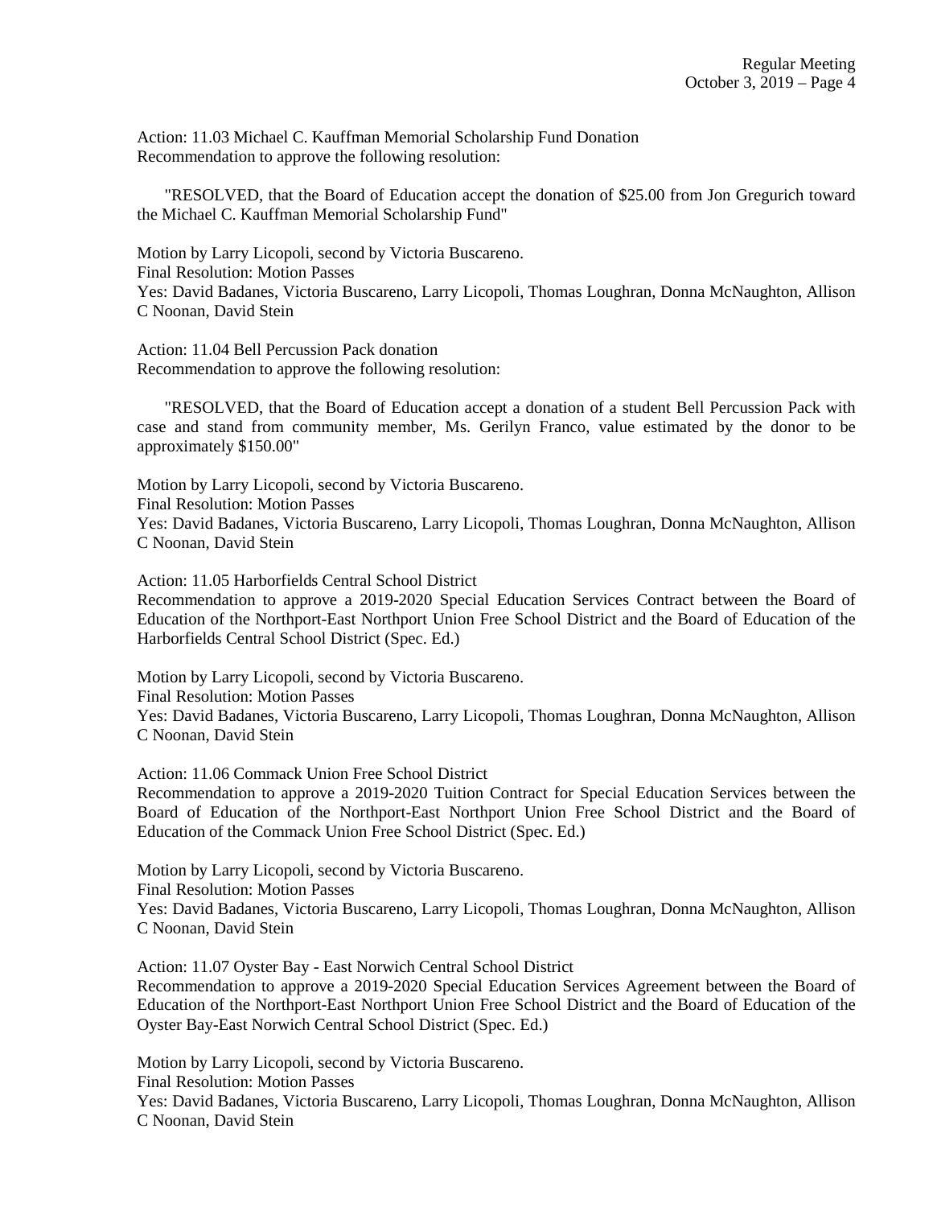Action: 11.03 Michael C. Kauffman Memorial Scholarship Fund Donation
Recommendation to approve the following resolution:

"RESOLVED, that the Board of Education accept the donation of $25.00 from Jon Gregurich toward the Michael C. Kauffman Memorial Scholarship Fund"

Motion by Larry Licopoli, second by Victoria Buscareno.
Final Resolution: Motion Passes
Yes: David Badanes, Victoria Buscareno, Larry Licopoli, Thomas Loughran, Donna McNaughton, Allison C Noonan, David Stein

Action: 11.04 Bell Percussion Pack donation
Recommendation to approve the following resolution:

"RESOLVED, that the Board of Education accept a donation of a student Bell Percussion Pack with case and stand from community member, Ms. Gerilyn Franco, value estimated by the donor to be approximately $150.00"

Motion by Larry Licopoli, second by Victoria Buscareno.
Final Resolution: Motion Passes
Yes: David Badanes, Victoria Buscareno, Larry Licopoli, Thomas Loughran, Donna McNaughton, Allison C Noonan, David Stein

Action: 11.05 Harborfields Central School District
Recommendation to approve a 2019-2020 Special Education Services Contract between the Board of Education of the Northport-East Northport Union Free School District and the Board of Education of the Harborfields Central School District (Spec. Ed.)

Motion by Larry Licopoli, second by Victoria Buscareno.
Final Resolution: Motion Passes
Yes: David Badanes, Victoria Buscareno, Larry Licopoli, Thomas Loughran, Donna McNaughton, Allison C Noonan, David Stein

Action: 11.06 Commack Union Free School District
Recommendation to approve a 2019-2020 Tuition Contract for Special Education Services between the Board of Education of the Northport-East Northport Union Free School District and the Board of Education of the Commack Union Free School District (Spec. Ed.)

Motion by Larry Licopoli, second by Victoria Buscareno.
Final Resolution: Motion Passes
Yes: David Badanes, Victoria Buscareno, Larry Licopoli, Thomas Loughran, Donna McNaughton, Allison C Noonan, David Stein

Action: 11.07 Oyster Bay - East Norwich Central School District
Recommendation to approve a 2019-2020 Special Education Services Agreement between the Board of Education of the Northport-East Northport Union Free School District and the Board of Education of the Oyster Bay-East Norwich Central School District (Spec. Ed.)

Motion by Larry Licopoli, second by Victoria Buscareno.
Final Resolution: Motion Passes
Yes: David Badanes, Victoria Buscareno, Larry Licopoli, Thomas Loughran, Donna McNaughton, Allison C Noonan, David Stein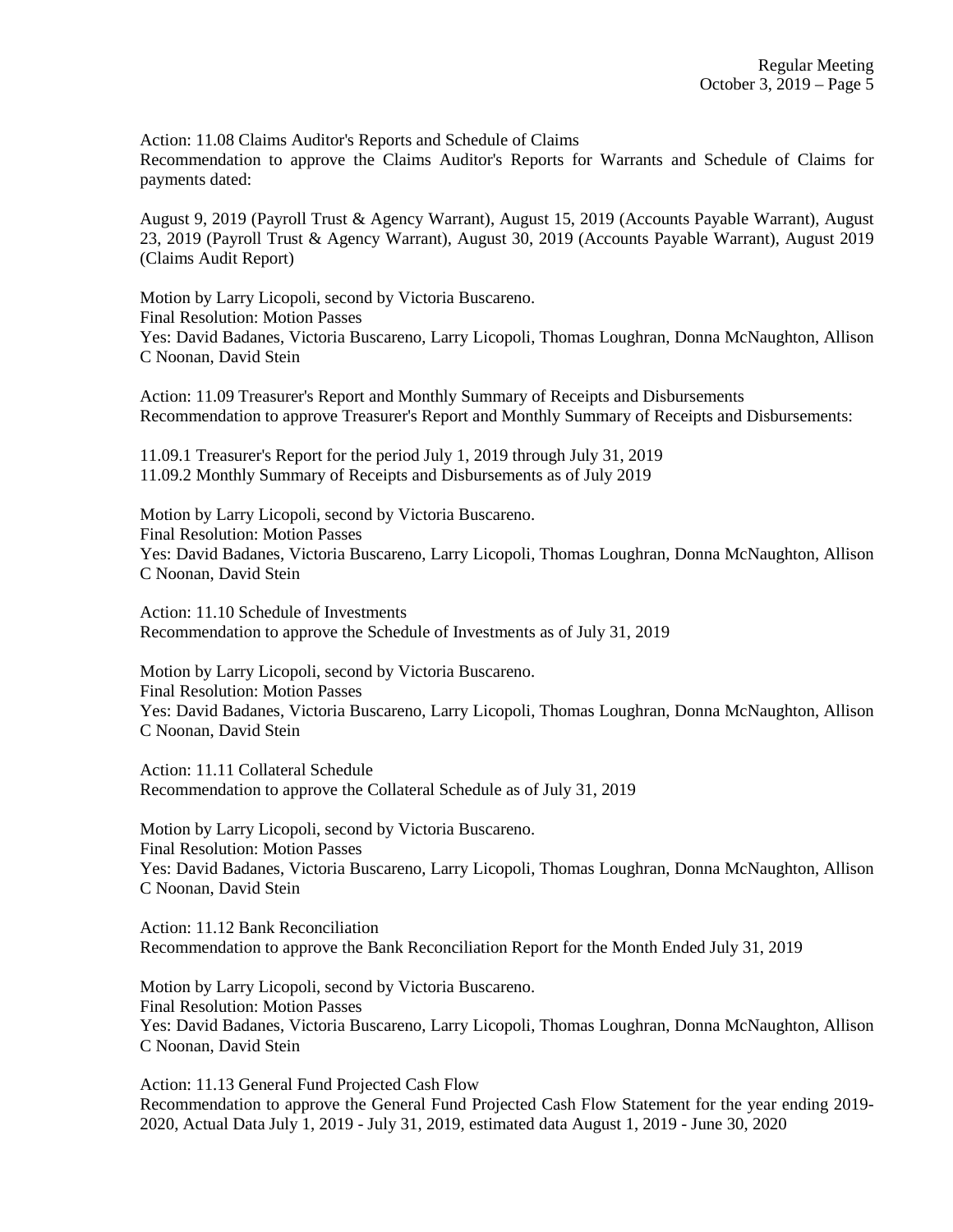Action: 11.08 Claims Auditor's Reports and Schedule of Claims
Recommendation to approve the Claims Auditor's Reports for Warrants and Schedule of Claims for payments dated:

August 9, 2019 (Payroll Trust & Agency Warrant), August 15, 2019 (Accounts Payable Warrant), August 23, 2019 (Payroll Trust & Agency Warrant), August 30, 2019 (Accounts Payable Warrant), August 2019 (Claims Audit Report)

Motion by Larry Licopoli, second by Victoria Buscareno.
Final Resolution: Motion Passes
Yes: David Badanes, Victoria Buscareno, Larry Licopoli, Thomas Loughran, Donna McNaughton, Allison C Noonan, David Stein

Action: 11.09 Treasurer's Report and Monthly Summary of Receipts and Disbursements
Recommendation to approve Treasurer's Report and Monthly Summary of Receipts and Disbursements:

11.09.1 Treasurer's Report for the period July 1, 2019 through July 31, 2019
11.09.2 Monthly Summary of Receipts and Disbursements as of July 2019

Motion by Larry Licopoli, second by Victoria Buscareno.
Final Resolution: Motion Passes
Yes: David Badanes, Victoria Buscareno, Larry Licopoli, Thomas Loughran, Donna McNaughton, Allison C Noonan, David Stein

Action: 11.10 Schedule of Investments
Recommendation to approve the Schedule of Investments as of July 31, 2019

Motion by Larry Licopoli, second by Victoria Buscareno.
Final Resolution: Motion Passes
Yes: David Badanes, Victoria Buscareno, Larry Licopoli, Thomas Loughran, Donna McNaughton, Allison C Noonan, David Stein

Action: 11.11 Collateral Schedule
Recommendation to approve the Collateral Schedule as of July 31, 2019

Motion by Larry Licopoli, second by Victoria Buscareno.
Final Resolution: Motion Passes
Yes: David Badanes, Victoria Buscareno, Larry Licopoli, Thomas Loughran, Donna McNaughton, Allison C Noonan, David Stein

Action: 11.12 Bank Reconciliation
Recommendation to approve the Bank Reconciliation Report for the Month Ended July 31, 2019

Motion by Larry Licopoli, second by Victoria Buscareno.
Final Resolution: Motion Passes
Yes: David Badanes, Victoria Buscareno, Larry Licopoli, Thomas Loughran, Donna McNaughton, Allison C Noonan, David Stein

Action: 11.13 General Fund Projected Cash Flow
Recommendation to approve the General Fund Projected Cash Flow Statement for the year ending 2019-2020, Actual Data July 1, 2019 - July 31, 2019, estimated data August 1, 2019 - June 30, 2020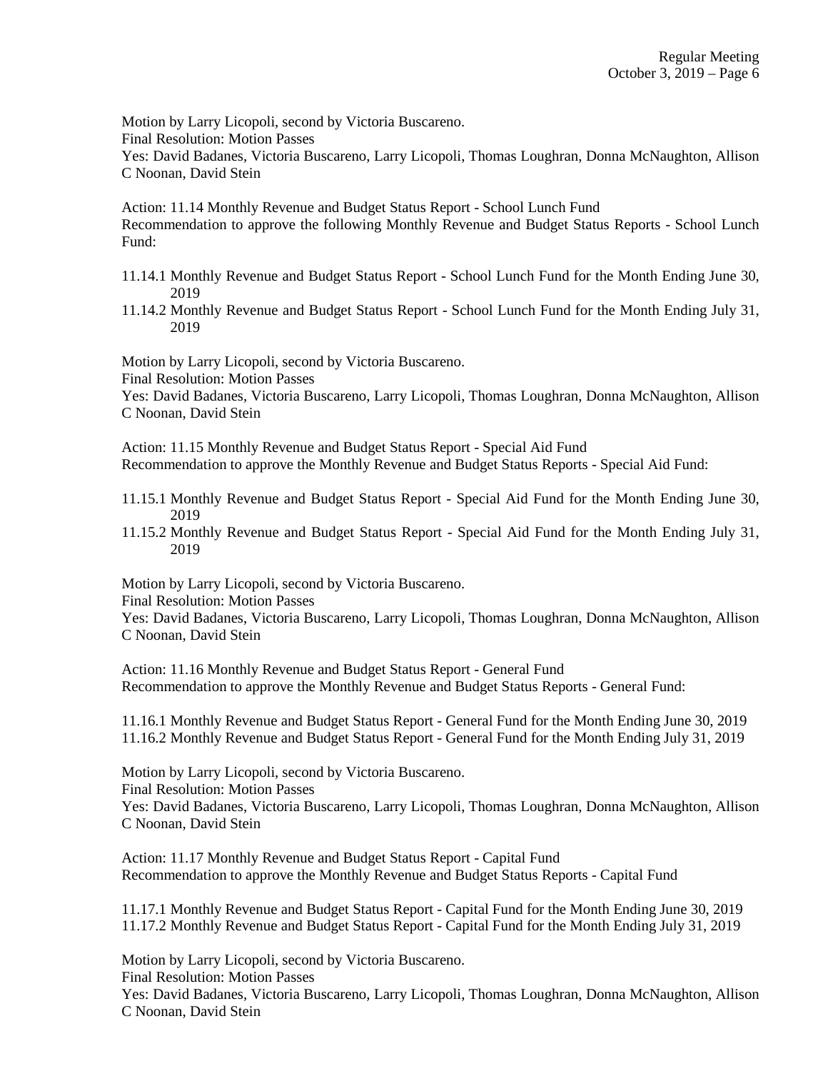Motion by Larry Licopoli, second by Victoria Buscareno.
Final Resolution: Motion Passes
Yes: David Badanes, Victoria Buscareno, Larry Licopoli, Thomas Loughran, Donna McNaughton, Allison C Noonan, David Stein

Action: 11.14 Monthly Revenue and Budget Status Report - School Lunch Fund
Recommendation to approve the following Monthly Revenue and Budget Status Reports - School Lunch Fund:

11.14.1 Monthly Revenue and Budget Status Report - School Lunch Fund for the Month Ending June 30, 2019
11.14.2 Monthly Revenue and Budget Status Report - School Lunch Fund for the Month Ending July 31, 2019

Motion by Larry Licopoli, second by Victoria Buscareno.
Final Resolution: Motion Passes
Yes: David Badanes, Victoria Buscareno, Larry Licopoli, Thomas Loughran, Donna McNaughton, Allison C Noonan, David Stein

Action: 11.15 Monthly Revenue and Budget Status Report - Special Aid Fund
Recommendation to approve the Monthly Revenue and Budget Status Reports - Special Aid Fund:

11.15.1 Monthly Revenue and Budget Status Report - Special Aid Fund for the Month Ending June 30, 2019
11.15.2 Monthly Revenue and Budget Status Report - Special Aid Fund for the Month Ending July 31, 2019

Motion by Larry Licopoli, second by Victoria Buscareno.
Final Resolution: Motion Passes
Yes: David Badanes, Victoria Buscareno, Larry Licopoli, Thomas Loughran, Donna McNaughton, Allison C Noonan, David Stein

Action: 11.16 Monthly Revenue and Budget Status Report - General Fund
Recommendation to approve the Monthly Revenue and Budget Status Reports - General Fund:

11.16.1 Monthly Revenue and Budget Status Report - General Fund for the Month Ending June 30, 2019
11.16.2 Monthly Revenue and Budget Status Report - General Fund for the Month Ending July 31, 2019

Motion by Larry Licopoli, second by Victoria Buscareno.
Final Resolution: Motion Passes
Yes: David Badanes, Victoria Buscareno, Larry Licopoli, Thomas Loughran, Donna McNaughton, Allison C Noonan, David Stein

Action: 11.17 Monthly Revenue and Budget Status Report - Capital Fund
Recommendation to approve the Monthly Revenue and Budget Status Reports - Capital Fund

11.17.1 Monthly Revenue and Budget Status Report - Capital Fund for the Month Ending June 30, 2019
11.17.2 Monthly Revenue and Budget Status Report - Capital Fund for the Month Ending July 31, 2019

Motion by Larry Licopoli, second by Victoria Buscareno.
Final Resolution: Motion Passes
Yes: David Badanes, Victoria Buscareno, Larry Licopoli, Thomas Loughran, Donna McNaughton, Allison C Noonan, David Stein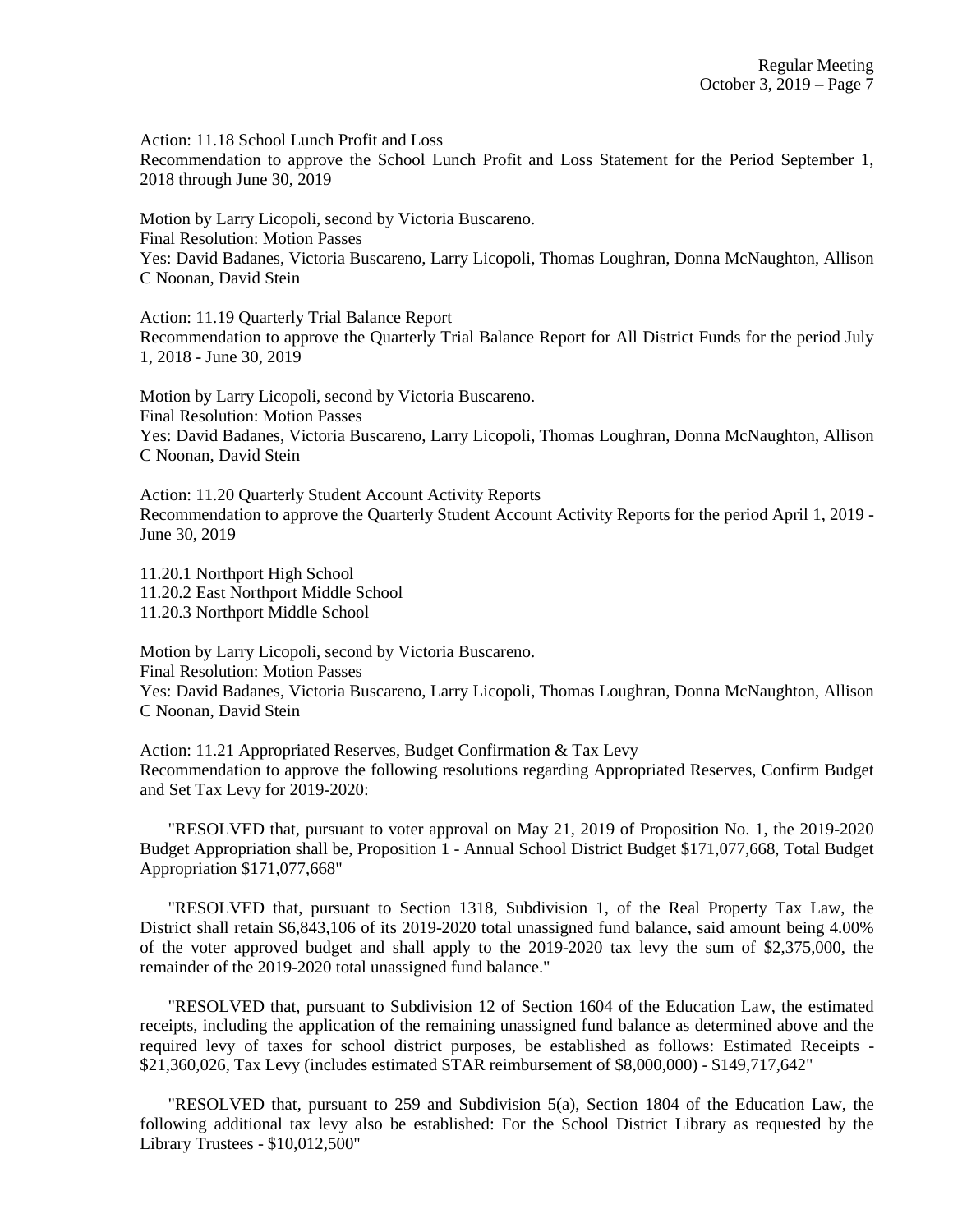Action: 11.18 School Lunch Profit and Loss
Recommendation to approve the School Lunch Profit and Loss Statement for the Period September 1, 2018 through June 30, 2019

Motion by Larry Licopoli, second by Victoria Buscareno.
Final Resolution: Motion Passes
Yes: David Badanes, Victoria Buscareno, Larry Licopoli, Thomas Loughran, Donna McNaughton, Allison C Noonan, David Stein

Action: 11.19 Quarterly Trial Balance Report
Recommendation to approve the Quarterly Trial Balance Report for All District Funds for the period July 1, 2018 - June 30, 2019

Motion by Larry Licopoli, second by Victoria Buscareno.
Final Resolution: Motion Passes
Yes: David Badanes, Victoria Buscareno, Larry Licopoli, Thomas Loughran, Donna McNaughton, Allison C Noonan, David Stein

Action: 11.20 Quarterly Student Account Activity Reports
Recommendation to approve the Quarterly Student Account Activity Reports for the period April 1, 2019 - June 30, 2019

11.20.1 Northport High School
11.20.2 East Northport Middle School
11.20.3 Northport Middle School

Motion by Larry Licopoli, second by Victoria Buscareno.
Final Resolution: Motion Passes
Yes: David Badanes, Victoria Buscareno, Larry Licopoli, Thomas Loughran, Donna McNaughton, Allison C Noonan, David Stein

Action: 11.21 Appropriated Reserves, Budget Confirmation & Tax Levy
Recommendation to approve the following resolutions regarding Appropriated Reserves, Confirm Budget and Set Tax Levy for 2019-2020:

"RESOLVED that, pursuant to voter approval on May 21, 2019 of Proposition No. 1, the 2019-2020 Budget Appropriation shall be, Proposition 1 - Annual School District Budget $171,077,668, Total Budget Appropriation $171,077,668"

"RESOLVED that, pursuant to Section 1318, Subdivision 1, of the Real Property Tax Law, the District shall retain $6,843,106 of its 2019-2020 total unassigned fund balance, said amount being 4.00% of the voter approved budget and shall apply to the 2019-2020 tax levy the sum of $2,375,000, the remainder of the 2019-2020 total unassigned fund balance."

"RESOLVED that, pursuant to Subdivision 12 of Section 1604 of the Education Law, the estimated receipts, including the application of the remaining unassigned fund balance as determined above and the required levy of taxes for school district purposes, be established as follows: Estimated Receipts - $21,360,026, Tax Levy (includes estimated STAR reimbursement of $8,000,000) - $149,717,642"

"RESOLVED that, pursuant to 259 and Subdivision 5(a), Section 1804 of the Education Law, the following additional tax levy also be established: For the School District Library as requested by the Library Trustees - $10,012,500"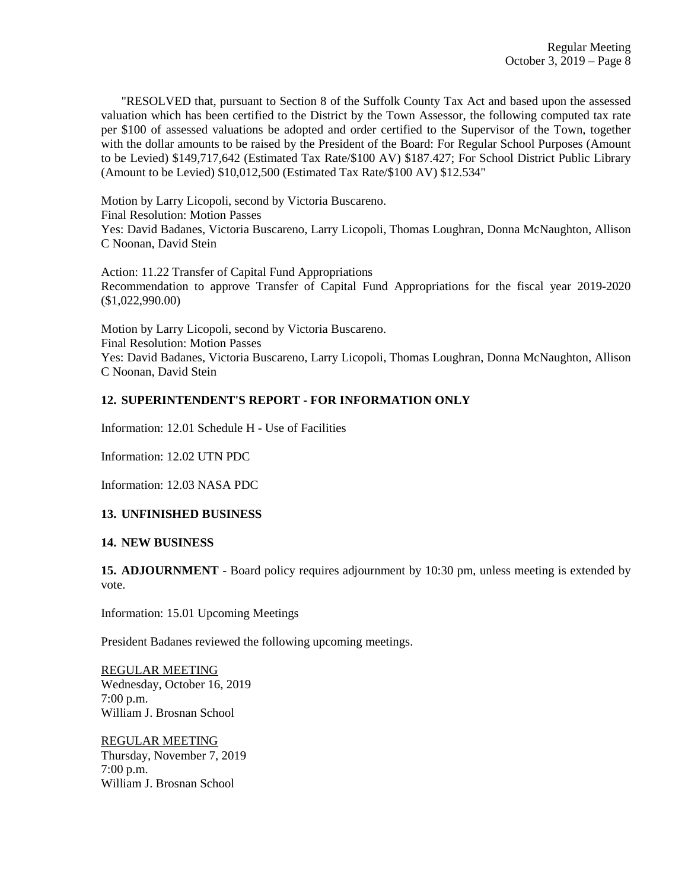"RESOLVED that, pursuant to Section 8 of the Suffolk County Tax Act and based upon the assessed valuation which has been certified to the District by the Town Assessor, the following computed tax rate per $100 of assessed valuations be adopted and order certified to the Supervisor of the Town, together with the dollar amounts to be raised by the President of the Board: For Regular School Purposes (Amount to be Levied) $149,717,642 (Estimated Tax Rate/$100 AV) $187.427; For School District Public Library (Amount to be Levied) $10,012,500 (Estimated Tax Rate/$100 AV) $12.534"

Motion by Larry Licopoli, second by Victoria Buscareno.
Final Resolution: Motion Passes
Yes: David Badanes, Victoria Buscareno, Larry Licopoli, Thomas Loughran, Donna McNaughton, Allison C Noonan, David Stein

Action: 11.22 Transfer of Capital Fund Appropriations
Recommendation to approve Transfer of Capital Fund Appropriations for the fiscal year 2019-2020 ($1,022,990.00)

Motion by Larry Licopoli, second by Victoria Buscareno.
Final Resolution: Motion Passes
Yes: David Badanes, Victoria Buscareno, Larry Licopoli, Thomas Loughran, Donna McNaughton, Allison C Noonan, David Stein

**12. SUPERINTENDENT'S REPORT - FOR INFORMATION ONLY**

Information: 12.01 Schedule H - Use of Facilities

Information: 12.02 UTN PDC

Information: 12.03 NASA PDC

**13. UNFINISHED BUSINESS**

**14. NEW BUSINESS**

**15. ADJOURNMENT** - Board policy requires adjournment by 10:30 pm, unless meeting is extended by vote.

Information: 15.01 Upcoming Meetings

President Badanes reviewed the following upcoming meetings.

REGULAR MEETING
Wednesday, October 16, 2019
7:00 p.m.
William J. Brosnan School

REGULAR MEETING
Thursday, November 7, 2019
7:00 p.m.
William J. Brosnan School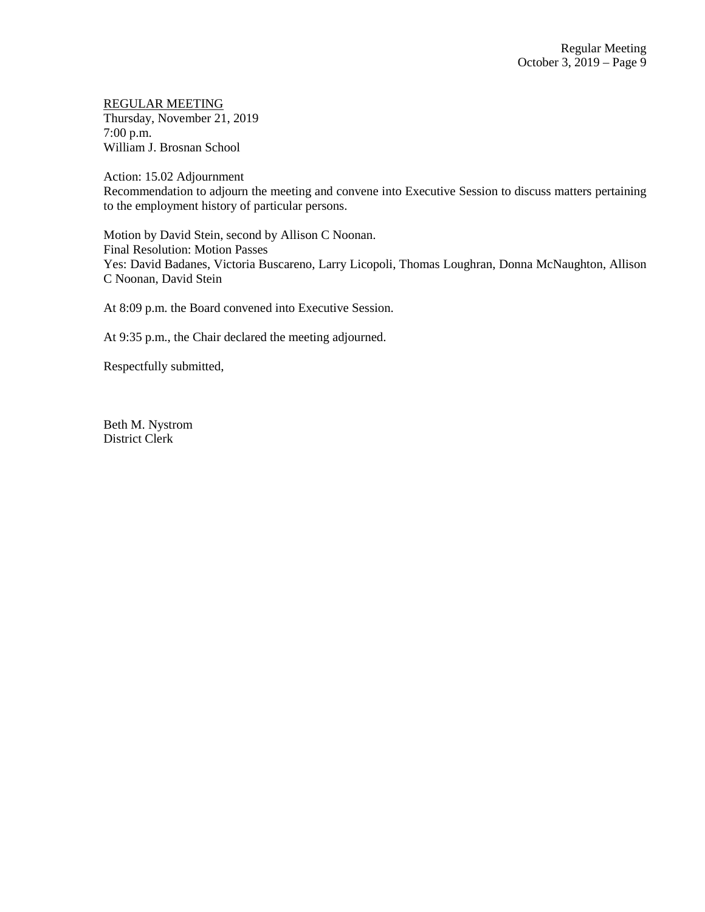REGULAR MEETING
Thursday, November 21, 2019
7:00 p.m.
William J. Brosnan School

Action: 15.02 Adjournment
Recommendation to adjourn the meeting and convene into Executive Session to discuss matters pertaining to the employment history of particular persons.

Motion by David Stein, second by Allison C Noonan.
Final Resolution: Motion Passes
Yes: David Badanes, Victoria Buscareno, Larry Licopoli, Thomas Loughran, Donna McNaughton, Allison C Noonan, David Stein

At 8:09 p.m. the Board convened into Executive Session.

At 9:35 p.m., the Chair declared the meeting adjourned.

Respectfully submitted,

Beth M. Nystrom
District Clerk